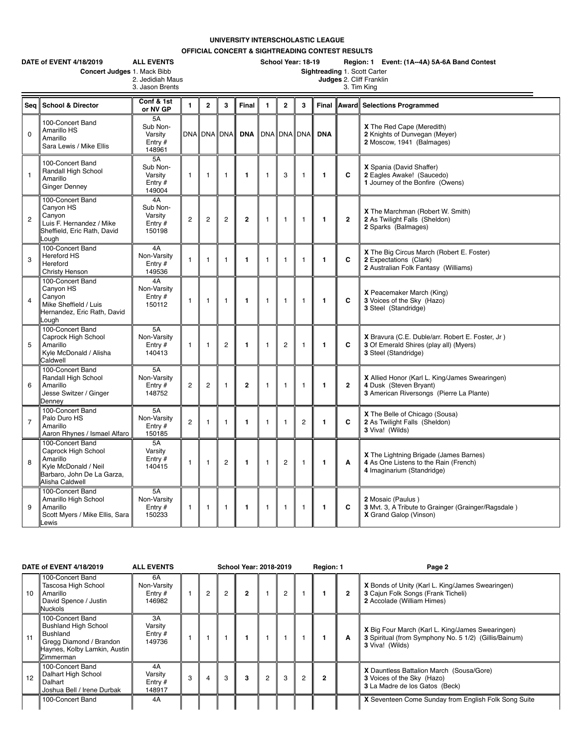**UNIVERSITY INTERSCHOLASTIC LEAGUE**

**OFFICIAL CONCERT & SIGHTREADING CONTEST RESULTS**

**DATE of EVENT 4/18/2019** **ALL EVENTS** **School Year: 18-19** **Region: 1 Event: (1A--4A) 5A-6A Band Contest**

**Concert Judges** 1. Mack Bibb
2. Jedidiah Maus
3. Jason Brents

**Sightreading Judges** 1. Scott Carter
2. Cliff Franklin
3. Tim King

| Seq | School & Director | Conf & 1st or NV GP | 1 | 2 | 3 | Final | 1 | 2 | 3 | Final | Award | Selections Programmed |
|---|---|---|---|---|---|---|---|---|---|---|---|---|
| 0 | 100-Concert Band<br>Amarillo HS<br>Amarillo<br>Sara Lewis / Mike Ellis | 5A<br>Sub Non-Varsity<br>Entry #<br>148961 | DNA | DNA | DNA | **DNA** | DNA | DNA | DNA | **DNA** | | **X** The Red Cape (Meredith)<br>**2** Knights of Dunvegan (Meyer)<br>**2** Moscow, 1941 (Balmages) |
| 1 | 100-Concert Band<br>Randall High School<br>Amarillo<br>Ginger Denney | 5A<br>Sub Non-Varsity<br>Entry #<br>149004 | 1 | 1 | 1 | **1** | 1 | 3 | 1 | **1** | **C** | **X** Spania (David Shaffer)<br>**2** Eagles Awake! (Saucedo)<br>**1** Journey of the Bonfire (Owens) |
| 2 | 100-Concert Band<br>Canyon HS<br>Canyon<br>Luis F. Hernandez / Mike Sheffield, Eric Rath, David Lough | 4A<br>Sub Non-Varsity<br>Entry #<br>150198 | 2 | 2 | 2 | **2** | 1 | 1 | 1 | **1** | **2** | **X** The Marchman (Robert W. Smith)<br>**2** As Twilight Falls (Sheldon)<br>**2** Sparks (Balmages) |
| 3 | 100-Concert Band<br>Hereford HS<br>Hereford<br>Christy Henson | 4A<br>Non-Varsity<br>Entry #<br>149536 | 1 | 1 | 1 | **1** | 1 | 1 | 1 | **1** | **C** | **X** The Big Circus March (Robert E. Foster)<br>**2** Expectations (Clark)<br>**2** Australian Folk Fantasy (Williams) |
| 4 | 100-Concert Band<br>Canyon HS<br>Canyon<br>Mike Sheffield / Luis Hernandez, Eric Rath, David Lough | 4A<br>Non-Varsity<br>Entry #<br>150112 | 1 | 1 | 1 | **1** | 1 | 1 | 1 | **1** | **C** | **X** Peacemaker March (King)<br>**3** Voices of the Sky (Hazo)<br>**3** Steel (Standridge) |
| 5 | 100-Concert Band<br>Caprock High School<br>Amarillo<br>Kyle McDonald / Alisha Caldwell | 5A<br>Non-Varsity<br>Entry #<br>140413 | 1 | 1 | 2 | **1** | 1 | 2 | 1 | **1** | **C** | **X** Bravura (C.E. Duble/arr. Robert E. Foster, Jr )<br>**3** Of Emerald Shires (play all) (Myers)<br>**3** Steel (Standridge) |
| 6 | 100-Concert Band<br>Randall High School<br>Amarillo<br>Jesse Switzer / Ginger Denney | 5A<br>Non-Varsity<br>Entry #<br>148752 | 2 | 2 | 1 | **2** | 1 | 1 | 1 | **1** | **2** | **X** Allied Honor (Karl L. King/James Swearingen)<br>**4** Dusk (Steven Bryant)<br>**3** American Riversongs (Pierre La Plante) |
| 7 | 100-Concert Band<br>Palo Duro HS<br>Amarillo<br>Aaron Rhynes / Ismael Alfaro | 5A<br>Non-Varsity<br>Entry #<br>150185 | 2 | 1 | 1 | **1** | 1 | 1 | 2 | **1** | **C** | **X** The Belle of Chicago (Sousa)<br>**2** As Twilight Falls (Sheldon)<br>**3** Viva! (Wilds) |
| 8 | 100-Concert Band<br>Caprock High School<br>Amarillo<br>Kyle McDonald / Neil Barbaro, John De La Garza, Alisha Caldwell | 5A<br>Varsity<br>Entry #<br>140415 | 1 | 1 | 2 | **1** | 1 | 2 | 1 | **1** | **A** | **X** The Lightning Brigade (James Barnes)<br>**4** As One Listens to the Rain (French)<br>**4** Imaginarium (Standridge) |
| 9 | 100-Concert Band<br>Amarillo High School<br>Amarillo<br>Scott Myers / Mike Ellis, Sara Lewis | 5A<br>Non-Varsity<br>Entry #<br>150233 | 1 | 1 | 1 | **1** | 1 | 1 | 1 | **1** | **C** | **2** Mosaic (Paulus )<br>**3** Mvt. 3, A Tribute to Grainger (Grainger/Ragsdale )<br>**X** Grand Galop (Vinson) |

**DATE of EVENT 4/18/2019** **ALL EVENTS** **School Year: 2018-2019** **Region: 1** **Page 2**

| Seq | School & Director | Conf & 1st or NV GP | 1 | 2 | 3 | Final | 1 | 2 | 3 | Final | Award | Selections Programmed |
|---|---|---|---|---|---|---|---|---|---|---|---|---|
| 10 | 100-Concert Band<br>Tascosa High School<br>Amarillo<br>David Spence / Justin Nuckols | 6A<br>Non-Varsity<br>Entry #<br>146982 | 1 | 2 | 2 | **2** | 1 | 2 | 1 | **1** | **2** | **X** Bonds of Unity (Karl L. King/James Swearingen)<br>**3** Cajun Folk Songs (Frank Ticheli)<br>**2** Accolade (William Himes) |
| 11 | 100-Concert Band<br>Bushland High School<br>Bushland<br>Gregg Diamond / Brandon Haynes, Kolby Lamkin, Austin Zimmerman | 3A<br>Varsity<br>Entry #<br>149736 | 1 | 1 | 1 | **1** | 1 | 1 | 1 | **1** | **A** | **X** Big Four March (Karl L. King/James Swearingen)<br>**3** Spiritual (from Symphony No. 5 1/2) (Gillis/Bainum)<br>**3** Viva! (Wilds) |
| 12 | 100-Concert Band<br>Dalhart High School<br>Dalhart<br>Joshua Bell / Irene Durbak | 4A<br>Varsity<br>Entry #<br>148917 | 3 | 4 | 3 | **3** | 2 | 3 | 2 | **2** | | **X** Dauntless Battalion March (Sousa/Gore)<br>**3** Voices of the Sky (Hazo)<br>**3** La Madre de los Gatos (Beck) |
| | 100-Concert Band | 4A | | | | | | | | | | **X** Seventeen Come Sunday from English Folk Song Suite |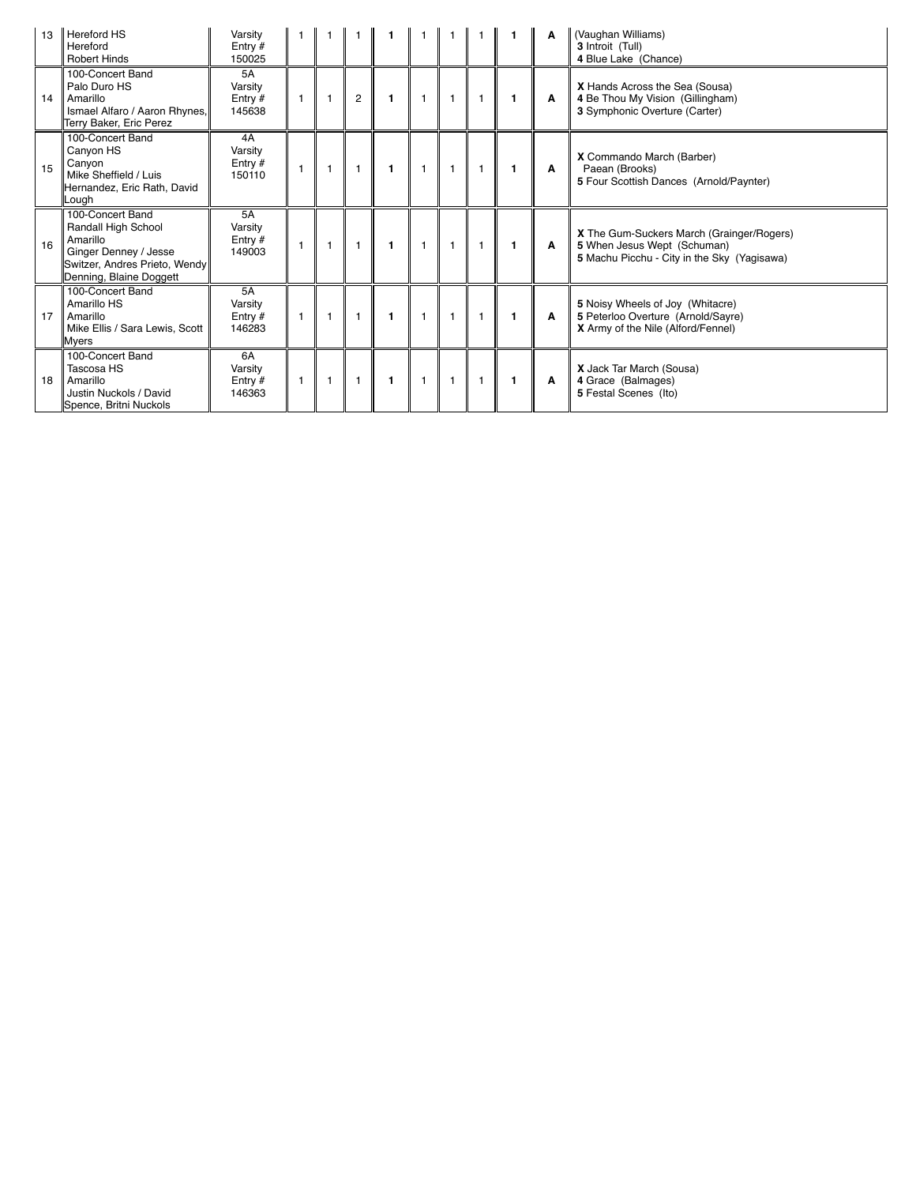| | | | | | | | | | | | | |
|---|---|---|---|---|---|---|---|---|---|---|---|---|
| 13 | Hereford HS<br>Hereford<br>Robert Hinds | Varsity<br>Entry #<br>150025 | 1 | 1 | 1 | **1** | 1 | 1 | 1 | **1** | **A** | (Vaughan Williams)<br>**3** Introit (Tull)<br>**4** Blue Lake (Chance) |
| 14 | 100-Concert Band<br>Palo Duro HS<br>Amarillo<br>Ismael Alfaro / Aaron Rhynes, Terry Baker, Eric Perez | 5A<br>Varsity<br>Entry #<br>145638 | 1 | 1 | 2 | **1** | 1 | 1 | 1 | **1** | **A** | **X** Hands Across the Sea (Sousa)<br>**4** Be Thou My Vision (Gillingham)<br>**3** Symphonic Overture (Carter) |
| 15 | 100-Concert Band<br>Canyon HS<br>Canyon<br>Mike Sheffield / Luis Hernandez, Eric Rath, David Lough | 4A<br>Varsity<br>Entry #<br>150110 | 1 | 1 | 1 | **1** | 1 | 1 | 1 | **1** | **A** | **X** Commando March (Barber)<br>Paean (Brooks)<br>**5** Four Scottish Dances (Arnold/Paynter) |
| 16 | 100-Concert Band<br>Randall High School<br>Amarillo<br>Ginger Denney / Jesse Switzer, Andres Prieto, Wendy Denning, Blaine Doggett | 5A<br>Varsity<br>Entry #<br>149003 | 1 | 1 | 1 | **1** | 1 | 1 | 1 | **1** | **A** | **X** The Gum-Suckers March (Grainger/Rogers)<br>**5** When Jesus Wept (Schuman)<br>**5** Machu Picchu - City in the Sky (Yagisawa) |
| 17 | 100-Concert Band<br>Amarillo HS<br>Amarillo<br>Mike Ellis / Sara Lewis, Scott Myers | 5A<br>Varsity<br>Entry #<br>146283 | 1 | 1 | 1 | **1** | 1 | 1 | 1 | **1** | **A** | **5** Noisy Wheels of Joy (Whitacre)<br>**5** Peterloo Overture (Arnold/Sayre)<br>**X** Army of the Nile (Alford/Fennel) |
| 18 | 100-Concert Band<br>Tascosa HS<br>Amarillo<br>Justin Nuckols / David Spence, Britni Nuckols | 6A<br>Varsity<br>Entry #<br>146363 | 1 | 1 | 1 | **1** | 1 | 1 | 1 | **1** | **A** | **X** Jack Tar March (Sousa)<br>**4** Grace (Balmages)<br>**5** Festal Scenes (Ito) |